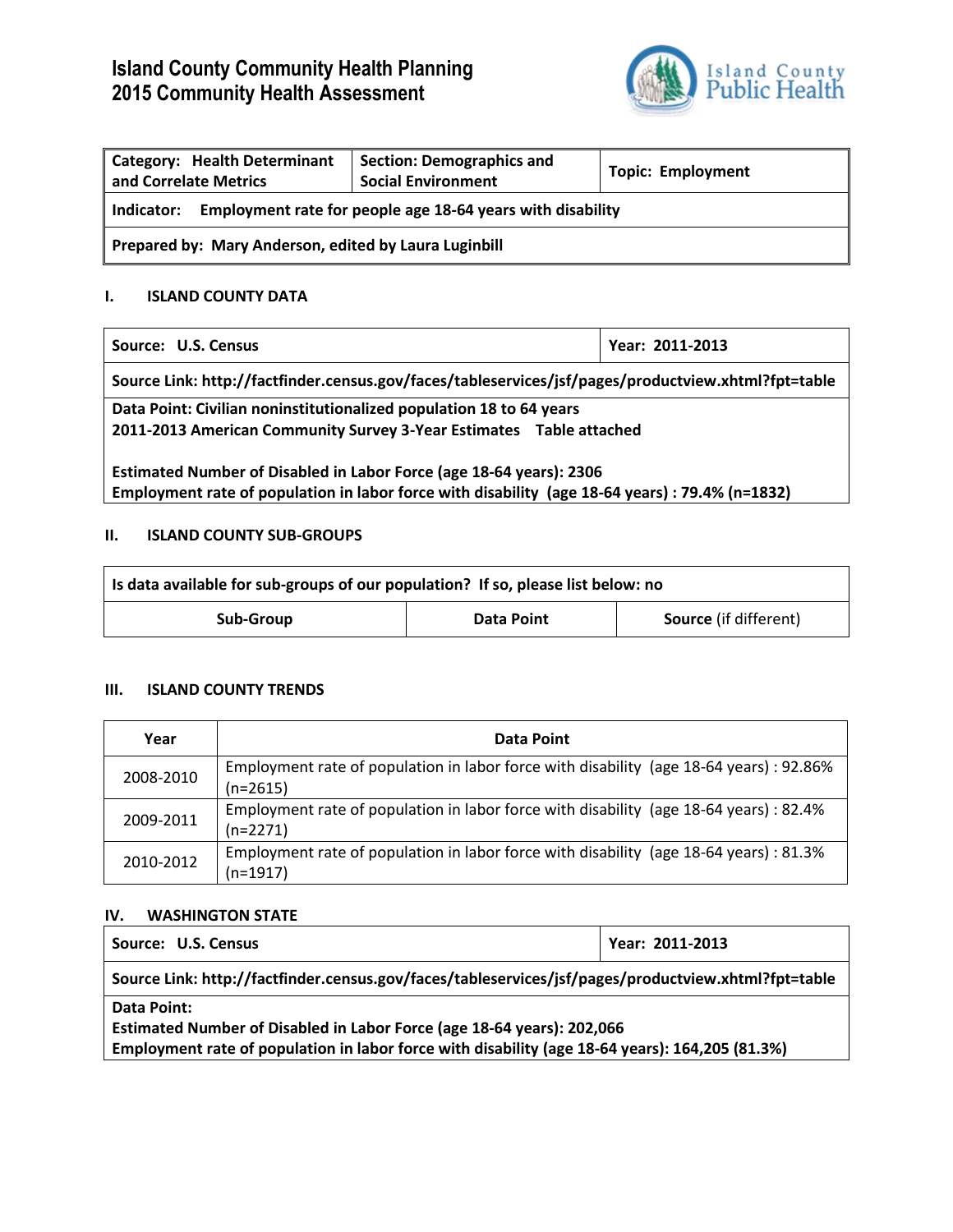# Island County Community Health Planning
# 2015 Community Health Assessment

| Category: Health Determinant and Correlate Metrics | Section: Demographics and Social Environment | Topic: Employment |
|---|---|---|
| Indicator: Employment rate for people age 18-64 years with disability | | |
| Prepared by: Mary Anderson, edited by Laura Luginbill | | |

## I. ISLAND COUNTY DATA

| Source: U.S. Census | Year: 2011-2013 |
|---|---|
| Source Link: http://factfinder.census.gov/faces/tableservices/jsf/pages/productview.xhtml?fpt=table | |
| Data Point: Civilian noninstitutionalized population 18 to 64 years<br>2011-2013 American Community Survey 3-Year Estimates Table attached<br><br>Estimated Number of Disabled in Labor Force (age 18-64 years): 2306<br>Employment rate of population in labor force with disability (age 18-64 years) : 79.4% (n=1832) | |

## II. ISLAND COUNTY SUB-GROUPS

| Is data available for sub-groups of our population? If so, please list below: no | | |
|---|---|---|
| **Sub-Group** | **Data Point** | **Source** (if different) |

## III. ISLAND COUNTY TRENDS

| Year | Data Point |
|---|---|
| 2008-2010 | Employment rate of population in labor force with disability (age 18-64 years) : 92.86% (n=2615) |
| 2009-2011 | Employment rate of population in labor force with disability (age 18-64 years) : 82.4% (n=2271) |
| 2010-2012 | Employment rate of population in labor force with disability (age 18-64 years) : 81.3% (n=1917) |

## IV. WASHINGTON STATE

| Source: U.S. Census | Year: 2011-2013 |
|---|---|
| Source Link: http://factfinder.census.gov/faces/tableservices/jsf/pages/productview.xhtml?fpt=table | |
| Data Point:<br>Estimated Number of Disabled in Labor Force (age 18-64 years): 202,066<br>Employment rate of population in labor force with disability (age 18-64 years): 164,205 (81.3%) | |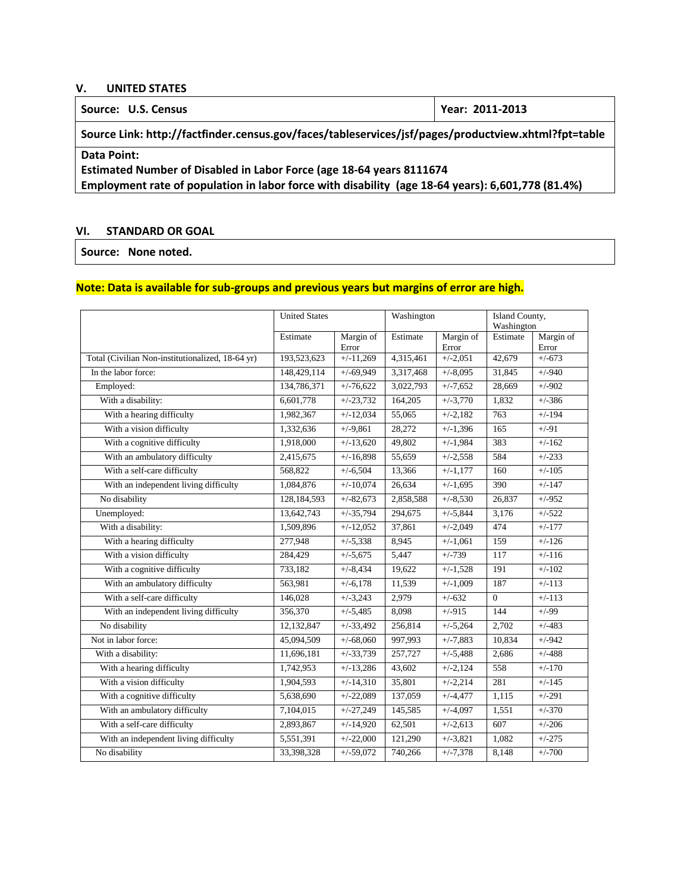## V. UNITED STATES

| Source: U.S. Census | Year: 2011-2013 |
|---|---|
| Source Link: http://factfinder.census.gov/faces/tableservices/jsf/pages/productview.xhtml?fpt=table | |
| **Data Point:**<br>**Estimated Number of Disabled in Labor Force (age 18-64 years 8111674**<br>**Employment rate of population in labor force with disability (age 18-64 years): 6,601,778 (81.4%)** | |

## VI. STANDARD OR GOAL

**Source: None noted.**

**Note: Data is available for sub-groups and previous years but margins of error are high.**

| | United States | | Washington | | Island County, Washington | |
|---|---|---|---|---|---|---|
| | Estimate | Margin of Error | Estimate | Margin of Error | Estimate | Margin of Error |
| Total (Civilian Non-institutionalized, 18-64 yr) | 193,523,623 | +/-11,269 | 4,315,461 | +/-2,051 | 42,679 | +/-673 |
| In the labor force: | 148,429,114 | +/-69,949 | 3,317,468 | +/-8,095 | 31,845 | +/-940 |
| Employed: | 134,786,371 | +/-76,622 | 3,022,793 | +/-7,652 | 28,669 | +/-902 |
| With a disability: | 6,601,778 | +/-23,732 | 164,205 | +/-3,770 | 1,832 | +/-386 |
| With a hearing difficulty | 1,982,367 | +/-12,034 | 55,065 | +/-2,182 | 763 | +/-194 |
| With a vision difficulty | 1,332,636 | +/-9,861 | 28,272 | +/-1,396 | 165 | +/-91 |
| With a cognitive difficulty | 1,918,000 | +/-13,620 | 49,802 | +/-1,984 | 383 | +/-162 |
| With an ambulatory difficulty | 2,415,675 | +/-16,898 | 55,659 | +/-2,558 | 584 | +/-233 |
| With a self-care difficulty | 568,822 | +/-6,504 | 13,366 | +/-1,177 | 160 | +/-105 |
| With an independent living difficulty | 1,084,876 | +/-10,074 | 26,634 | +/-1,695 | 390 | +/-147 |
| No disability | 128,184,593 | +/-82,673 | 2,858,588 | +/-8,530 | 26,837 | +/-952 |
| Unemployed: | 13,642,743 | +/-35,794 | 294,675 | +/-5,844 | 3,176 | +/-522 |
| With a disability: | 1,509,896 | +/-12,052 | 37,861 | +/-2,049 | 474 | +/-177 |
| With a hearing difficulty | 277,948 | +/-5,338 | 8,945 | +/-1,061 | 159 | +/-126 |
| With a vision difficulty | 284,429 | +/-5,675 | 5,447 | +/-739 | 117 | +/-116 |
| With a cognitive difficulty | 733,182 | +/-8,434 | 19,622 | +/-1,528 | 191 | +/-102 |
| With an ambulatory difficulty | 563,981 | +/-6,178 | 11,539 | +/-1,009 | 187 | +/-113 |
| With a self-care difficulty | 146,028 | +/-3,243 | 2,979 | +/-632 | 0 | +/-113 |
| With an independent living difficulty | 356,370 | +/-5,485 | 8,098 | +/-915 | 144 | +/-99 |
| No disability | 12,132,847 | +/-33,492 | 256,814 | +/-5,264 | 2,702 | +/-483 |
| Not in labor force: | 45,094,509 | +/-68,060 | 997,993 | +/-7,883 | 10,834 | +/-942 |
| With a disability: | 11,696,181 | +/-33,739 | 257,727 | +/-5,488 | 2,686 | +/-488 |
| With a hearing difficulty | 1,742,953 | +/-13,286 | 43,602 | +/-2,124 | 558 | +/-170 |
| With a vision difficulty | 1,904,593 | +/-14,310 | 35,801 | +/-2,214 | 281 | +/-145 |
| With a cognitive difficulty | 5,638,690 | +/-22,089 | 137,059 | +/-4,477 | 1,115 | +/-291 |
| With an ambulatory difficulty | 7,104,015 | +/-27,249 | 145,585 | +/-4,097 | 1,551 | +/-370 |
| With a self-care difficulty | 2,893,867 | +/-14,920 | 62,501 | +/-2,613 | 607 | +/-206 |
| With an independent living difficulty | 5,551,391 | +/-22,000 | 121,290 | +/-3,821 | 1,082 | +/-275 |
| No disability | 33,398,328 | +/-59,072 | 740,266 | +/-7,378 | 8,148 | +/-700 |